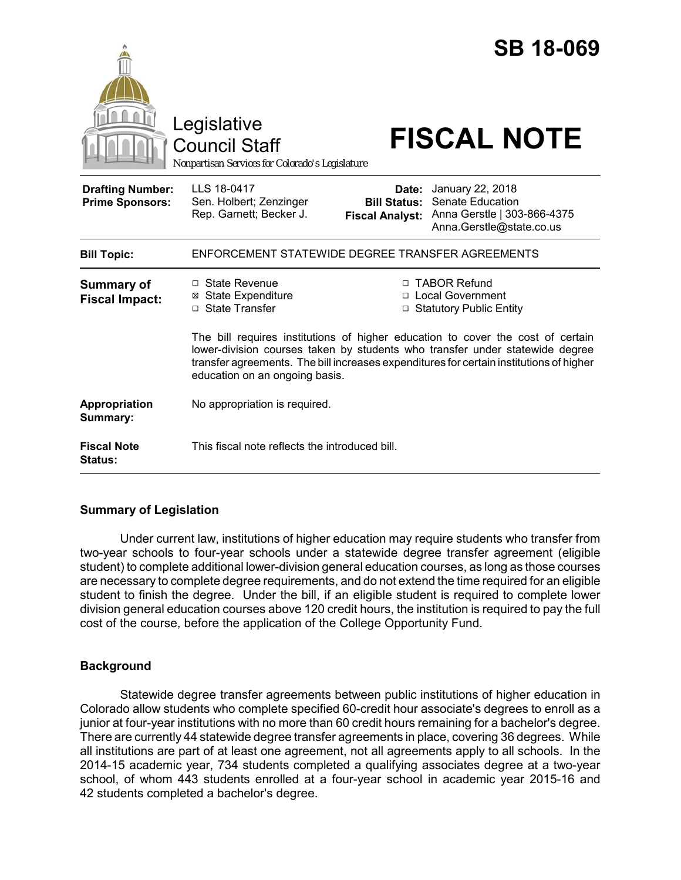# SB 18-069

Legislative Council Staff

*Nonpartisan Services for Colorado's Legislature*

# FISCAL NOTE

| | | | |
|---|---|---|---|
| **Drafting Number:** | LLS 18-0417 | **Date:** | January 22, 2018 |
| **Prime Sponsors:** | Sen. Holbert; Zenzinger<br>Rep. Garnett; Becker J. | **Bill Status:** | Senate Education |
| | | **Fiscal Analyst:** | Anna Gerstle \| 303-866-4375<br>Anna.Gerstle@state.co.us |

| | |
|---|---|
| **Bill Topic:** | ENFORCEMENT STATEWIDE DEGREE TRANSFER AGREEMENTS |
| **Summary of Fiscal Impact:** | ☐ State Revenue ☒ State Expenditure ☐ State Transfer ☐ TABOR Refund ☐ Local Government ☐ Statutory Public Entity<br><br>The bill requires institutions of higher education to cover the cost of certain lower-division courses taken by students who transfer under statewide degree transfer agreements. The bill increases expenditures for certain institutions of higher education on an ongoing basis. |
| **Appropriation Summary:** | No appropriation is required. |
| **Fiscal Note Status:** | This fiscal note reflects the introduced bill. |

## Summary of Legislation

Under current law, institutions of higher education may require students who transfer from two-year schools to four-year schools under a statewide degree transfer agreement (eligible student) to complete additional lower-division general education courses, as long as those courses are necessary to complete degree requirements, and do not extend the time required for an eligible student to finish the degree. Under the bill, if an eligible student is required to complete lower division general education courses above 120 credit hours, the institution is required to pay the full cost of the course, before the application of the College Opportunity Fund.

## Background

Statewide degree transfer agreements between public institutions of higher education in Colorado allow students who complete specified 60-credit hour associate's degrees to enroll as a junior at four-year institutions with no more than 60 credit hours remaining for a bachelor's degree. There are currently 44 statewide degree transfer agreements in place, covering 36 degrees. While all institutions are part of at least one agreement, not all agreements apply to all schools. In the 2014-15 academic year, 734 students completed a qualifying associates degree at a two-year school, of whom 443 students enrolled at a four-year school in academic year 2015-16 and 42 students completed a bachelor's degree.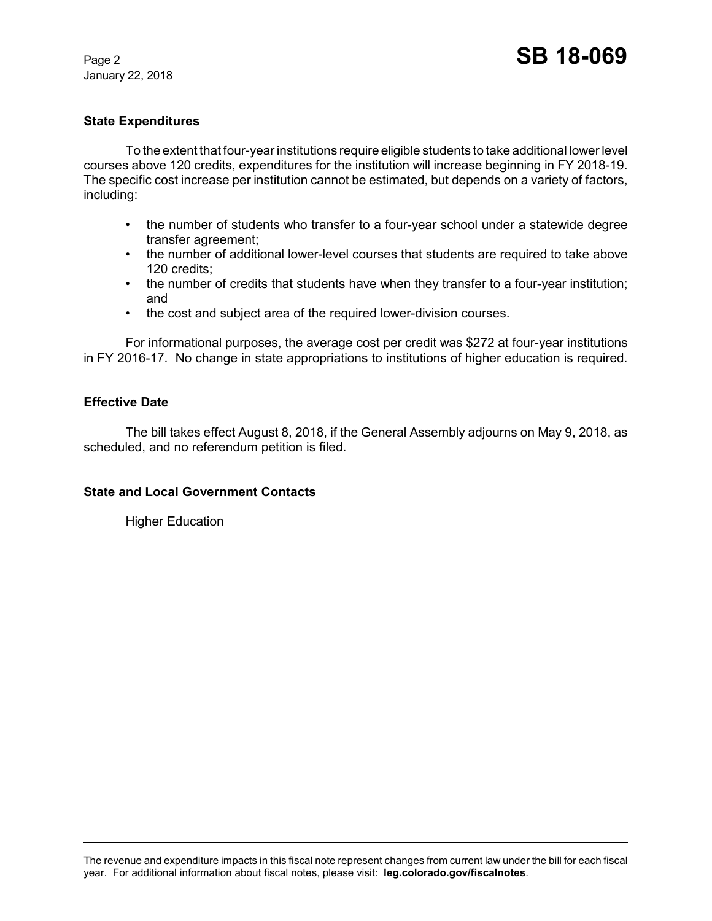## State Expenditures

To the extent that four-year institutions require eligible students to take additional lower level courses above 120 credits, expenditures for the institution will increase beginning in FY 2018-19. The specific cost increase per institution cannot be estimated, but depends on a variety of factors, including:

- the number of students who transfer to a four-year school under a statewide degree transfer agreement;
- the number of additional lower-level courses that students are required to take above 120 credits;
- the number of credits that students have when they transfer to a four-year institution; and
- the cost and subject area of the required lower-division courses.

For informational purposes, the average cost per credit was $272 at four-year institutions in FY 2016-17. No change in state appropriations to institutions of higher education is required.

## Effective Date

The bill takes effect August 8, 2018, if the General Assembly adjourns on May 9, 2018, as scheduled, and no referendum petition is filed.

## State and Local Government Contacts

Higher Education

The revenue and expenditure impacts in this fiscal note represent changes from current law under the bill for each fiscal year. For additional information about fiscal notes, please visit: **leg.colorado.gov/fiscalnotes**.